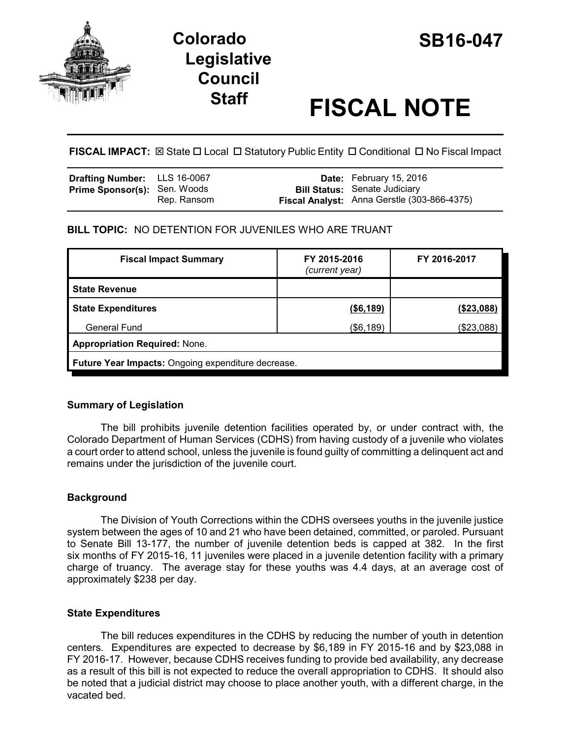# Colorado Legislative Council Staff

# SB16-047

# FISCAL NOTE

**FISCAL IMPACT:** ☒ State ☐ Local ☐ Statutory Public Entity ☐ Conditional ☐ No Fiscal Impact

| | | | |
|---|---|---|---|
| **Drafting Number:** | LLS 16-0067 | **Date:** | February 15, 2016 |
| **Prime Sponsor(s):** | Sen. Woods<br>Rep. Ransom | **Bill Status:** | Senate Judiciary |
| | | **Fiscal Analyst:** | Anna Gerstle (303-866-4375) |

**BILL TOPIC:** NO DETENTION FOR JUVENILES WHO ARE TRUANT

| Fiscal Impact Summary | FY 2015-2016 *(current year)* | FY 2016-2017 |
|---|---|---|
| **State Revenue** | | |
| **State Expenditures** | **($6,189)** | **($23,088)** |
| General Fund | ($6,189) | ($23,088) |
| **Appropriation Required:** None. | | |
| **Future Year Impacts:** Ongoing expenditure decrease. | | |

### Summary of Legislation

The bill prohibits juvenile detention facilities operated by, or under contract with, the Colorado Department of Human Services (CDHS) from having custody of a juvenile who violates a court order to attend school, unless the juvenile is found guilty of committing a delinquent act and remains under the jurisdiction of the juvenile court.

### Background

The Division of Youth Corrections within the CDHS oversees youths in the juvenile justice system between the ages of 10 and 21 who have been detained, committed, or paroled. Pursuant to Senate Bill 13-177, the number of juvenile detention beds is capped at 382. In the first six months of FY 2015-16, 11 juveniles were placed in a juvenile detention facility with a primary charge of truancy. The average stay for these youths was 4.4 days, at an average cost of approximately $238 per day.

### State Expenditures

The bill reduces expenditures in the CDHS by reducing the number of youth in detention centers. Expenditures are expected to decrease by $6,189 in FY 2015-16 and by $23,088 in FY 2016-17. However, because CDHS receives funding to provide bed availability, any decrease as a result of this bill is not expected to reduce the overall appropriation to CDHS. It should also be noted that a judicial district may choose to place another youth, with a different charge, in the vacated bed.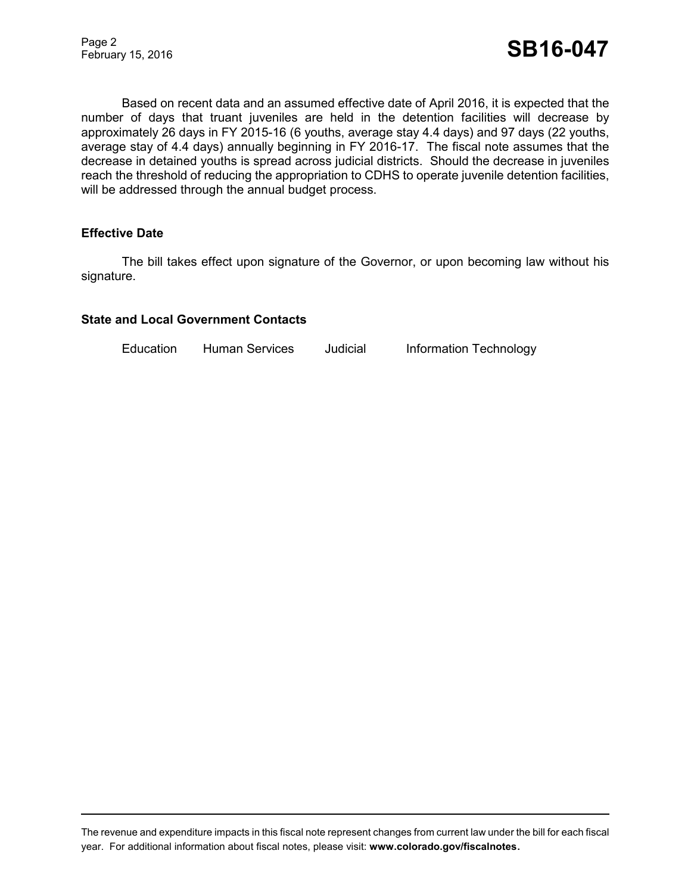Based on recent data and an assumed effective date of April 2016, it is expected that the number of days that truant juveniles are held in the detention facilities will decrease by approximately 26 days in FY 2015-16 (6 youths, average stay 4.4 days) and 97 days (22 youths, average stay of 4.4 days) annually beginning in FY 2016-17. The fiscal note assumes that the decrease in detained youths is spread across judicial districts. Should the decrease in juveniles reach the threshold of reducing the appropriation to CDHS to operate juvenile detention facilities, will be addressed through the annual budget process.

**Effective Date**

The bill takes effect upon signature of the Governor, or upon becoming law without his signature.

**State and Local Government Contacts**

Education    Human Services    Judicial    Information Technology

The revenue and expenditure impacts in this fiscal note represent changes from current law under the bill for each fiscal year. For additional information about fiscal notes, please visit: **www.colorado.gov/fiscalnotes.**